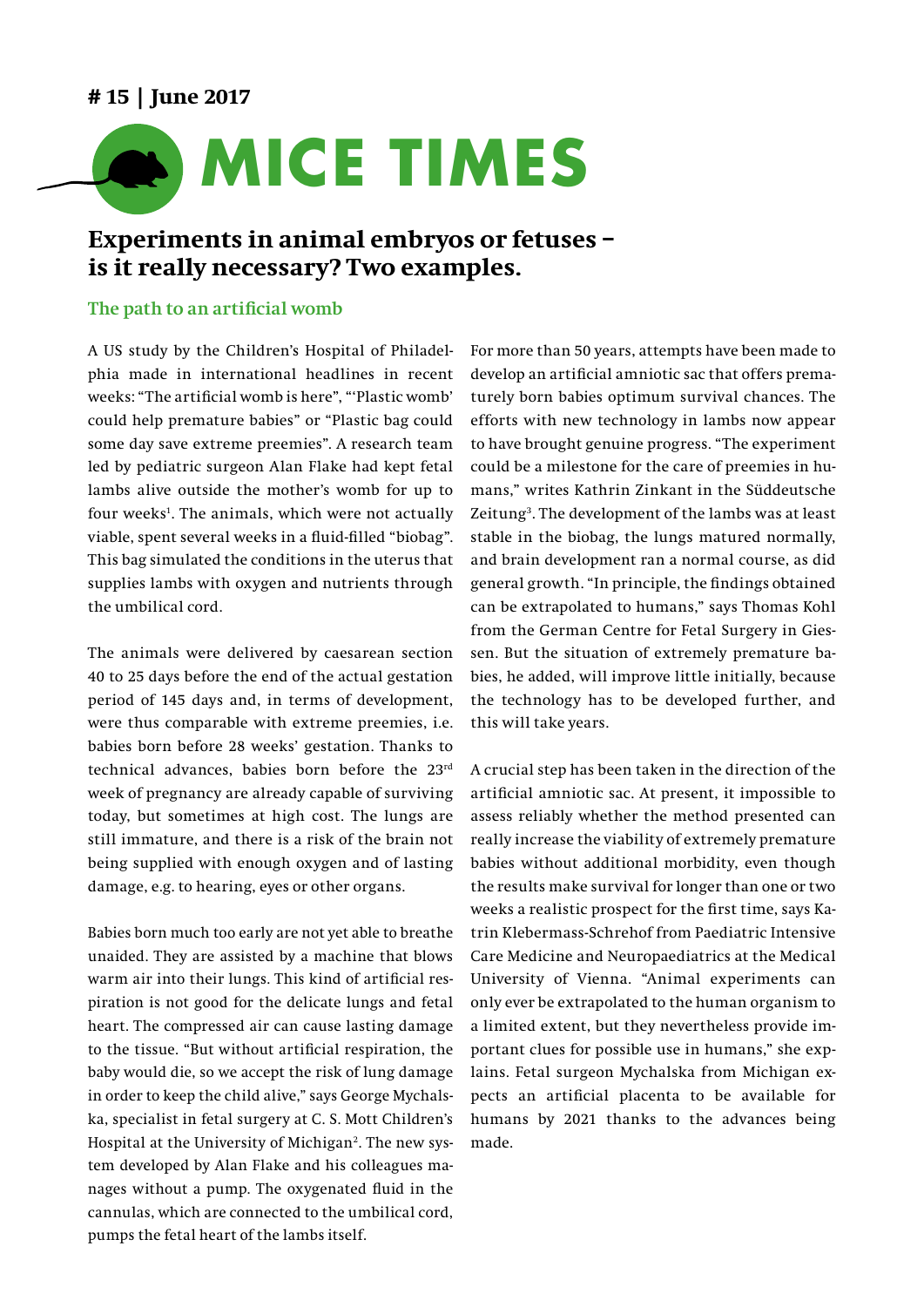# 15 | June 2017

# MICE TIMES

## Experiments in animal embryos or fetuses – is it really necessary? Two examples.

### The path to an artificial womb

A US study by the Children's Hospital of Philadelphia made in international headlines in recent weeks: "The artificial womb is here", "'Plastic womb' could help premature babies" or "Plastic bag could some day save extreme preemies". A research team led by pediatric surgeon Alan Flake had kept fetal lambs alive outside the mother's womb for up to four weeks[1]. The animals, which were not actually viable, spent several weeks in a fluid-filled "biobag". This bag simulated the conditions in the uterus that supplies lambs with oxygen and nutrients through the umbilical cord.

The animals were delivered by caesarean section 40 to 25 days before the end of the actual gestation period of 145 days and, in terms of development, were thus comparable with extreme preemies, i.e. babies born before 28 weeks' gestation. Thanks to technical advances, babies born before the 23rd week of pregnancy are already capable of surviving today, but sometimes at high cost. The lungs are still immature, and there is a risk of the brain not being supplied with enough oxygen and of lasting damage, e.g. to hearing, eyes or other organs.

Babies born much too early are not yet able to breathe unaided. They are assisted by a machine that blows warm air into their lungs. This kind of artificial respiration is not good for the delicate lungs and fetal heart. The compressed air can cause lasting damage to the tissue. "But without artificial respiration, the baby would die, so we accept the risk of lung damage in order to keep the child alive," says George Mychalska, specialist in fetal surgery at C. S. Mott Children's Hospital at the University of Michigan[2]. The new system developed by Alan Flake and his colleagues manages without a pump. The oxygenated fluid in the cannulas, which are connected to the umbilical cord, pumps the fetal heart of the lambs itself.

For more than 50 years, attempts have been made to develop an artificial amniotic sac that offers prematurely born babies optimum survival chances. The efforts with new technology in lambs now appear to have brought genuine progress. "The experiment could be a milestone for the care of preemies in humans," writes Kathrin Zinkant in the Süddeutsche Zeitung[3]. The development of the lambs was at least stable in the biobag, the lungs matured normally, and brain development ran a normal course, as did general growth. "In principle, the findings obtained can be extrapolated to humans," says Thomas Kohl from the German Centre for Fetal Surgery in Giessen. But the situation of extremely premature babies, he added, will improve little initially, because the technology has to be developed further, and this will take years.

A crucial step has been taken in the direction of the artificial amniotic sac. At present, it impossible to assess reliably whether the method presented can really increase the viability of extremely premature babies without additional morbidity, even though the results make survival for longer than one or two weeks a realistic prospect for the first time, says Katrin Klebermass-Schrehof from Paediatric Intensive Care Medicine and Neuropaediatrics at the Medical University of Vienna. "Animal experiments can only ever be extrapolated to the human organism to a limited extent, but they nevertheless provide important clues for possible use in humans," she explains. Fetal surgeon Mychalska from Michigan expects an artificial placenta to be available for humans by 2021 thanks to the advances being made.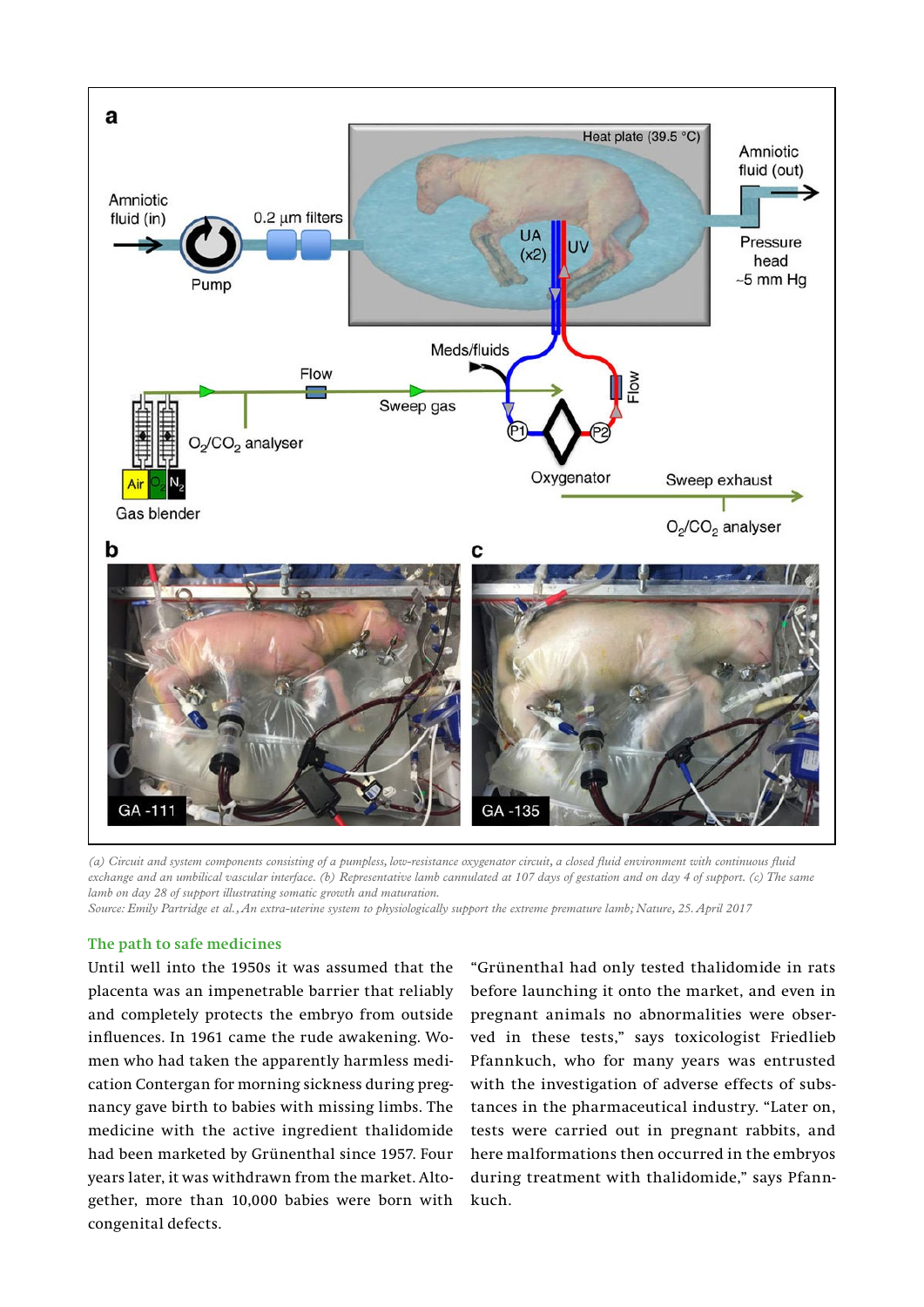a

Heat plate (39.5 °C)

Amniotic fluid (out)

Amniotic fluid (in)

0.2 µm filters

Pump

UA (x2)

UV

Pressure head ~5 mm Hg

Meds/fluids

Flow

Flow

Sweep gas

P1

P2

$O_2/CO_2$ analyser

Air $O_2$ $N_2$

Gas blender

Oxygenator

Sweep exhaust

$O_2/CO_2$ analyser

b

GA -111

c

GA -135

*(a) Circuit and system components consisting of a pumpless, low-resistance oxygenator circuit, a closed fluid environment with continuous fluid exchange and an umbilical vascular interface. (b) Representative lamb cannulated at 107 days of gestation and on day 4 of support. (c) The same lamb on day 28 of support illustrating somatic growth and maturation.*
*Source: Emily Partridge et al., An extra-uterine system to physiologically support the extreme premature lamb; Nature, 25. April 2017*

## The path to safe medicines

Until well into the 1950s it was assumed that the placenta was an impenetrable barrier that reliably and completely protects the embryo from outside influences. In 1961 came the rude awakening. Women who had taken the apparently harmless medication Contergan for morning sickness during pregnancy gave birth to babies with missing limbs. The medicine with the active ingredient thalidomide had been marketed by Grünenthal since 1957. Four years later, it was withdrawn from the market. Altogether, more than 10,000 babies were born with congenital defects.

"Grünenthal had only tested thalidomide in rats before launching it onto the market, and even in pregnant animals no abnormalities were observed in these tests," says toxicologist Friedlieb Pfannkuch, who for many years was entrusted with the investigation of adverse effects of substances in the pharmaceutical industry. "Later on, tests were carried out in pregnant rabbits, and here malformations then occurred in the embryos during treatment with thalidomide," says Pfannkuch.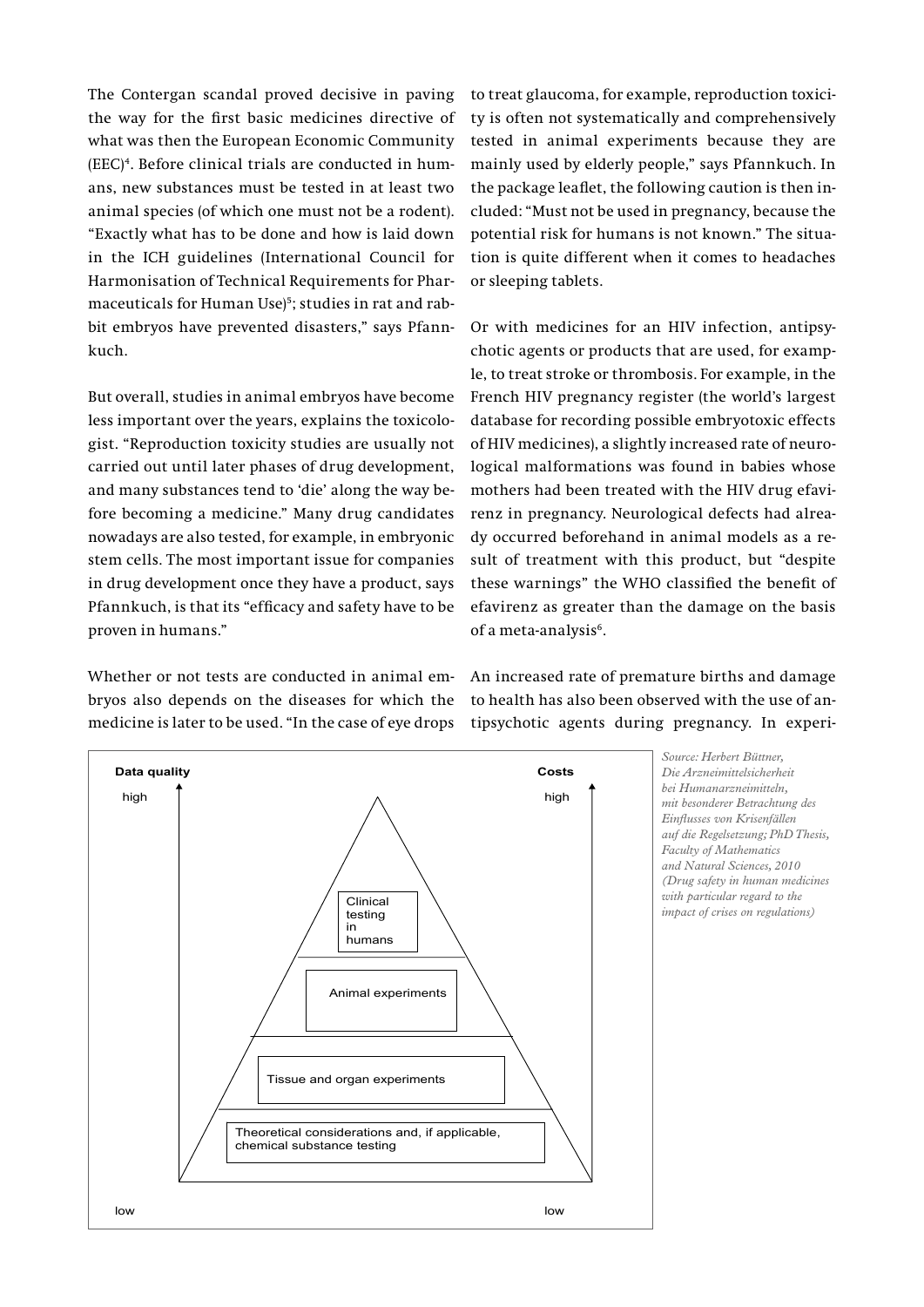The Contergan scandal proved decisive in paving the way for the first basic medicines directive of what was then the European Economic Community (EEC)[4]. Before clinical trials are conducted in humans, new substances must be tested in at least two animal species (of which one must not be a rodent). "Exactly what has to be done and how is laid down in the ICH guidelines (International Council for Harmonisation of Technical Requirements for Pharmaceuticals for Human Use)[5]; studies in rat and rabbit embryos have prevented disasters," says Pfannkuch.

But overall, studies in animal embryos have become less important over the years, explains the toxicologist. "Reproduction toxicity studies are usually not carried out until later phases of drug development, and many substances tend to 'die' along the way before becoming a medicine." Many drug candidates nowadays are also tested, for example, in embryonic stem cells. The most important issue for companies in drug development once they have a product, says Pfannkuch, is that its "efficacy and safety have to be proven in humans."

Whether or not tests are conducted in animal embryos also depends on the diseases for which the medicine is later to be used. "In the case of eye drops to treat glaucoma, for example, reproduction toxicity is often not systematically and comprehensively tested in animal experiments because they are mainly used by elderly people," says Pfannkuch. In the package leaflet, the following caution is then included: "Must not be used in pregnancy, because the potential risk for humans is not known." The situation is quite different when it comes to headaches or sleeping tablets.

Or with medicines for an HIV infection, antipsychotic agents or products that are used, for example, to treat stroke or thrombosis. For example, in the French HIV pregnancy register (the world's largest database for recording possible embryotoxic effects of HIV medicines), a slightly increased rate of neurological malformations was found in babies whose mothers had been treated with the HIV drug efavirenz in pregnancy. Neurological defects had already occurred beforehand in animal models as a result of treatment with this product, but "despite these warnings" the WHO classified the benefit of efavirenz as greater than the damage on the basis of a meta-analysis[6].

An increased rate of premature births and damage to health has also been observed with the use of antipsychotic agents during pregnancy. In experi-

Data quality
high
low

Costs
high
low

Clinical testing in humans

Animal experiments

Tissue and organ experiments

Theoretical considerations and, if applicable, chemical substance testing

*Source: Herbert Büttner, Die Arzneimittelsicherheit bei Humanarzneimitteln, mit besonderer Betrachtung des Einflusses von Krisenfällen auf die Regelsetzung; PhD Thesis, Faculty of Mathematics and Natural Sciences, 2010 (Drug safety in human medicines with particular regard to the impact of crises on regulations)*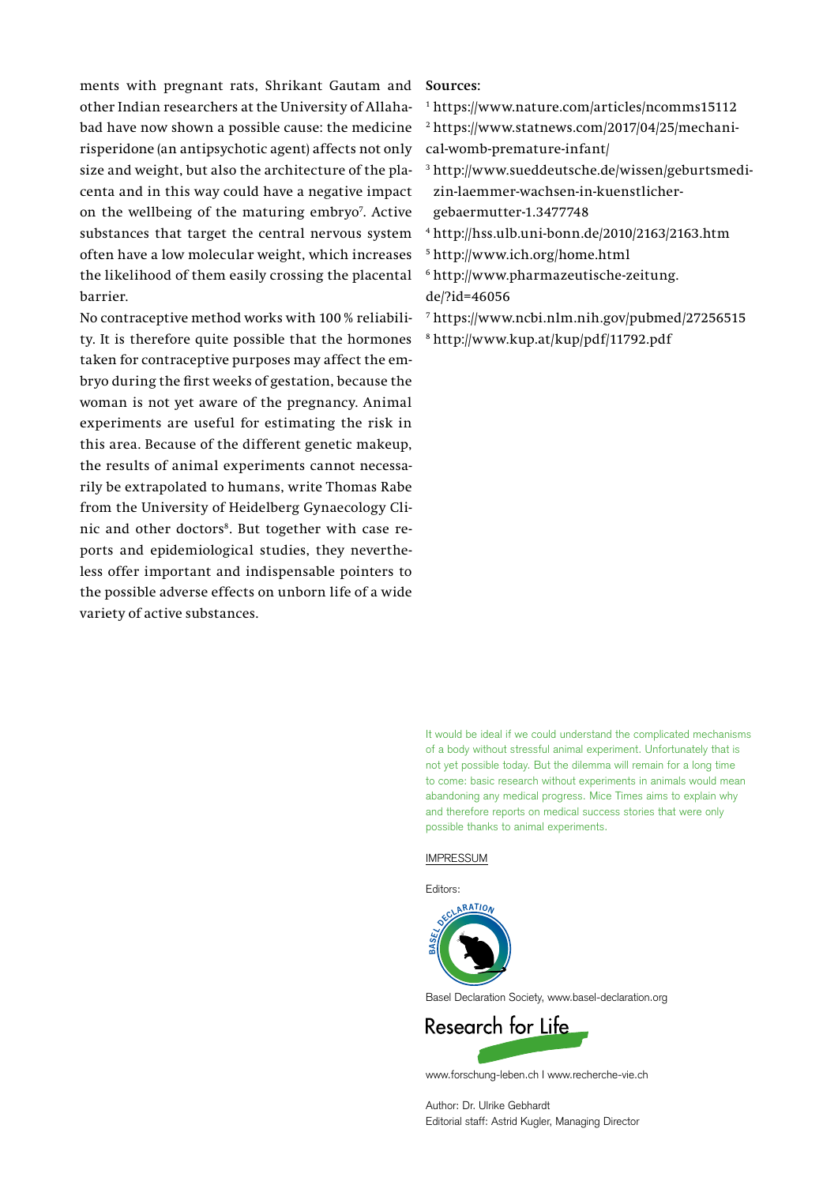ments with pregnant rats, Shrikant Gautam and other Indian researchers at the University of Allahabad have now shown a possible cause: the medicine risperidone (an antipsychotic agent) affects not only size and weight, but also the architecture of the placenta and in this way could have a negative impact on the wellbeing of the maturing embryo[7]. Active substances that target the central nervous system often have a low molecular weight, which increases the likelihood of them easily crossing the placental barrier.

No contraceptive method works with 100 % reliability. It is therefore quite possible that the hormones taken for contraceptive purposes may affect the embryo during the first weeks of gestation, because the woman is not yet aware of the pregnancy. Animal experiments are useful for estimating the risk in this area. Because of the different genetic makeup, the results of animal experiments cannot necessarily be extrapolated to humans, write Thomas Rabe from the University of Heidelberg Gynaecology Clinic and other doctors[8]. But together with case reports and epidemiological studies, they nevertheless offer important and indispensable pointers to the possible adverse effects on unborn life of a wide variety of active substances.

**Sources:**

[1] https://www.nature.com/articles/ncomms15112
[2] https://www.statnews.com/2017/04/25/mechanical-womb-premature-infant/
[3] http://www.sueddeutsche.de/wissen/geburtsmedizin-laemmer-wachsen-in-kuenstlicher-gebaermutter-1.3477748
[4] http://hss.ulb.uni-bonn.de/2010/2163/2163.htm
[5] http://www.ich.org/home.html
[6] http://www.pharmazeutische-zeitung.de/?id=46056
[7] https://www.ncbi.nlm.nih.gov/pubmed/27256515
[8] http://www.kup.at/kup/pdf/11792.pdf

It would be ideal if we could understand the complicated mechanisms of a body without stressful animal experiment. Unfortunately that is not yet possible today. But the dilemma will remain for a long time to come: basic research without experiments in animals would mean abandoning any medical progress. Mice Times aims to explain why and therefore reports on medical success stories that were only possible thanks to animal experiments.

IMPRESSUM

Editors:

BASEL DECLARATION

Basel Declaration Society, www.basel-declaration.org

Research for Life

www.forschung-leben.ch I www.recherche-vie.ch

Author: Dr. Ulrike Gebhardt
Editorial staff: Astrid Kugler, Managing Director